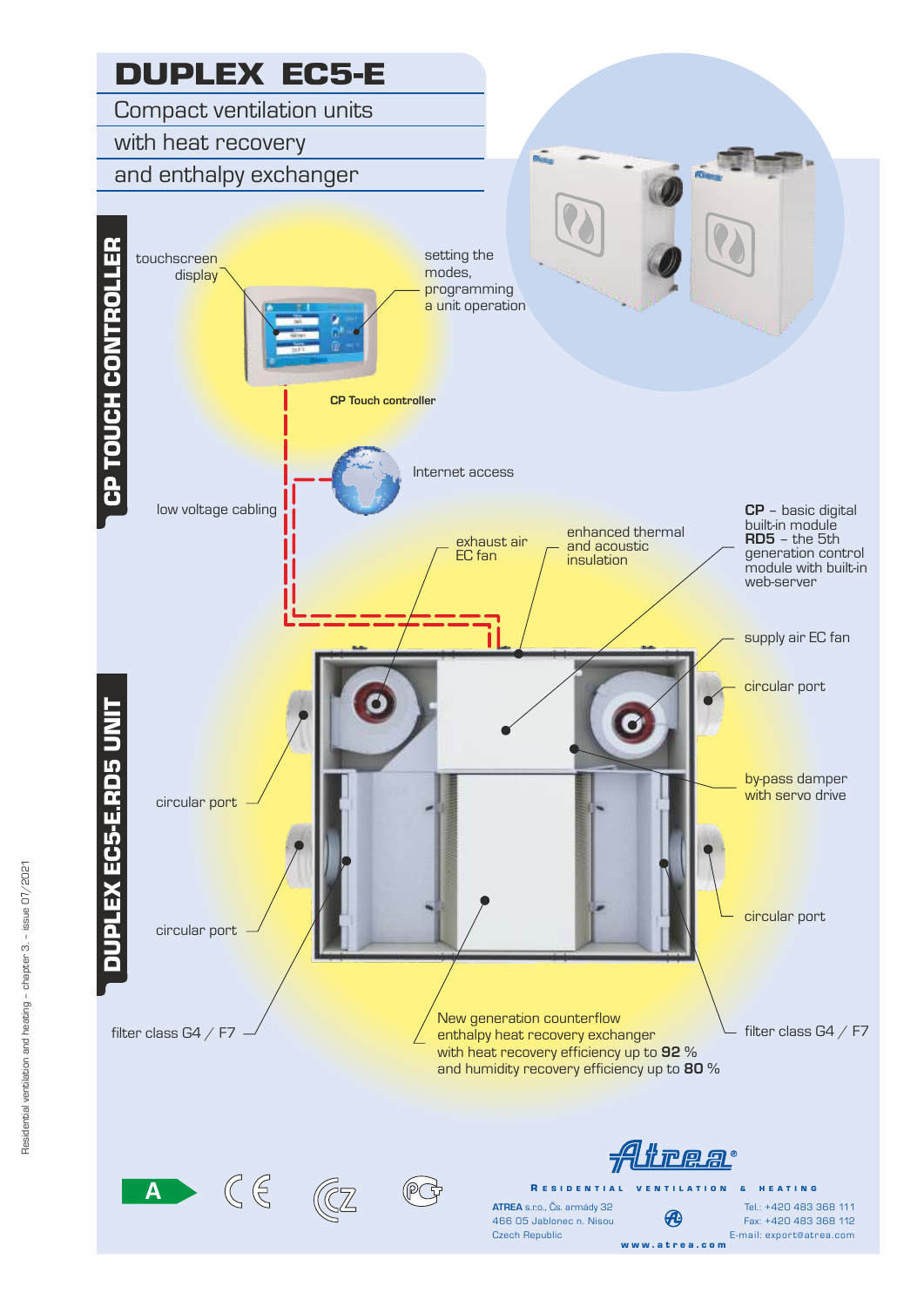# DUPLEX EC5-E

## Compact ventilation units with heat recovery and enthalpy exchanger

## CP TOUCH CONTROLLER

touchscreen display

setting the modes, programming a unit operation

CP Touch controller

Internet access

low voltage cabling

## DUPLEX EC5-E.RD5 UNIT

exhaust air EC fan

enhanced thermal and acoustic insulation

**CP** – basic digital built-in module
**RD5** – the 5th generation control module with built-in web-server

supply air EC fan

circular port

by-pass damper with servo drive

circular port

circular port

circular port

filter class G4 / F7

New generation counterflow enthalpy heat recovery exchanger with heat recovery efficiency up to **92** % and humidity recovery efficiency up to **80** %

filter class G4 / F7

A

Atrea®

RESIDENTIAL VENTILATION & HEATING

**ATREA** s.r.o., Čs. armády 32
466 05 Jablonec n. Nisou
Czech Republic

Tel.: +420 483 368 111
Fax: +420 483 368 112
E-mail: export@atrea.com

www.atrea.com

Residential ventilation and heating – chapter 3. - issue 07/2021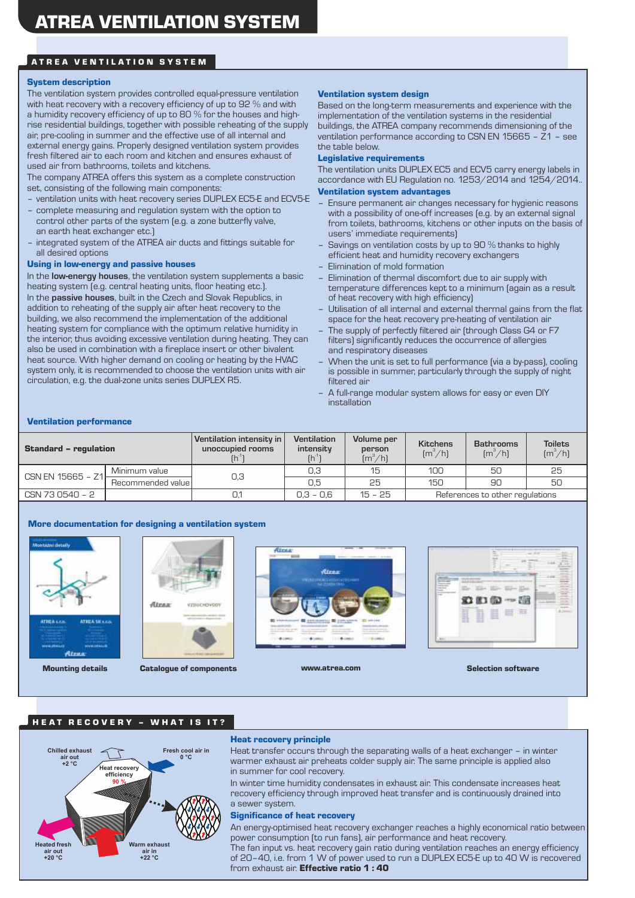# ATREA VENTILATION SYSTEM

## ATREA VENTILATION SYSTEM

### System description

The ventilation system provides controlled equal-pressure ventilation with heat recovery with a recovery efficiency of up to 92 % and with a humidity recovery efficiency of up to 80 % for the houses and high-rise residential buildings, together with possible reheating of the supply air, pre-cooling in summer and the effective use of all internal and external energy gains. Properly designed ventilation system provides fresh filtered air to each room and kitchen and ensures exhaust of used air from bathrooms, toilets and kitchens.

The company ATREA offers this system as a complete construction set, consisting of the following main components:

- ventilation units with heat recovery series DUPLEX EC5-E and ECV5-E
- complete measuring and regulation system with the option to control other parts of the system (e.g. a zone butterfly valve, an earth heat exchanger etc.)
- integrated system of the ATREA air ducts and fittings suitable for all desired options

### Using in low-energy and passive houses

In the **low-energy houses**, the ventilation system supplements a basic heating system (e.g. central heating units, floor heating etc.).

In the **passive houses**, built in the Czech and Slovak Republics, in addition to reheating of the supply air after heat recovery to the building, we also recommend the implementation of the additional heating system for compliance with the optimum relative humidity in the interior, thus avoiding excessive ventilation during heating. They can also be used in combination with a fireplace insert or other bivalent heat source. With higher demand on cooling or heating by the HVAC system only, it is recommended to choose the ventilation units with air circulation, e.g. the dual-zone units series DUPLEX R5.

### Ventilation system design

Based on the long-term measurements and experience with the implementation of the ventilation systems in the residential buildings, the ATREA company recommends dimensioning of the ventilation performance according to CSN EN 15665 – Z1 – see the table below.

### Legislative requirements

The ventilation units DUPLEX EC5 and ECV5 carry energy labels in accordance with EU Regulation no. 1253/2014 and 1254/2014..

### Ventilation system advantages

- Ensure permanent air changes necessary for hygienic reasons with a possibility of one-off increases (e.g. by an external signal from toilets, bathrooms, kitchens or other inputs on the basis of users' immediate requirements)
- Savings on ventilation costs by up to 90 % thanks to highly efficient heat and humidity recovery exchangers
- Elimination of mold formation
- Elimination of thermal discomfort due to air supply with temperature differences kept to a minimum (again as a result of heat recovery with high efficiency)
- Utilisation of all internal and external thermal gains from the flat space for the heat recovery pre-heating of ventilation air
- The supply of perfectly filtered air (through Class G4 or F7 filters) significantly reduces the occurrence of allergies and respiratory diseases
- When the unit is set to full performance (via a by-pass), cooling is possible in summer, particularly through the supply of night filtered air
- A full-range modular system allows for easy or even DIY installation

### Ventilation performance

| Standard – regulation | | Ventilation intensity in unoccupied rooms $[h^{-1}]$ | Ventilation intensity $[h^{-1}]$ | Volume per person $[m^3/h]$ | Kitchens $[m^3/h]$ | Bathrooms $[m^3/h]$ | Toilets $[m^3/h]$ |
|---|---|---|---|---|---|---|---|
| CSN EN 15665 – Z1 | Minimum value | 0,3 | 0,3 | 15 | 100 | 50 | 25 |
| | Recommended value | | 0,5 | 25 | 150 | 90 | 50 |
| CSN 73 0540 – 2 | | 0,1 | 0,3 – 0,6 | 15 – 25 | References to other regulations | | |

### More documentation for designing a ventilation system

Mounting details

Catalogue of components

www.atrea.com

Selection software

## HEAT RECOVERY – WHAT IS IT?

Chilled exhaust air out +2 °C

Fresh cool air in 0 °C

Heat recovery efficiency 90 %

Heated fresh air out +20 °C

Warm exhaust air in +22 °C

### Heat recovery principle

Heat transfer occurs through the separating walls of a heat exchanger – in winter warmer exhaust air preheats colder supply air. The same principle is applied also in summer for cool recovery.

In winter time humidity condensates in exhaust air. This condensate increases heat recovery efficiency through improved heat transfer and is continuously drained into a sewer system.

### Significance of heat recovery

An energy-optimised heat recovery exchanger reaches a highly economical ratio between power consumption (to run fans), air performance and heat recovery.

The fan input vs. heat recovery gain ratio during ventilation reaches an energy efficiency of 20–40, i.e. from 1 W of power used to run a DUPLEX EC5-E up to 40 W is recovered from exhaust air. **Effective ratio 1 : 40**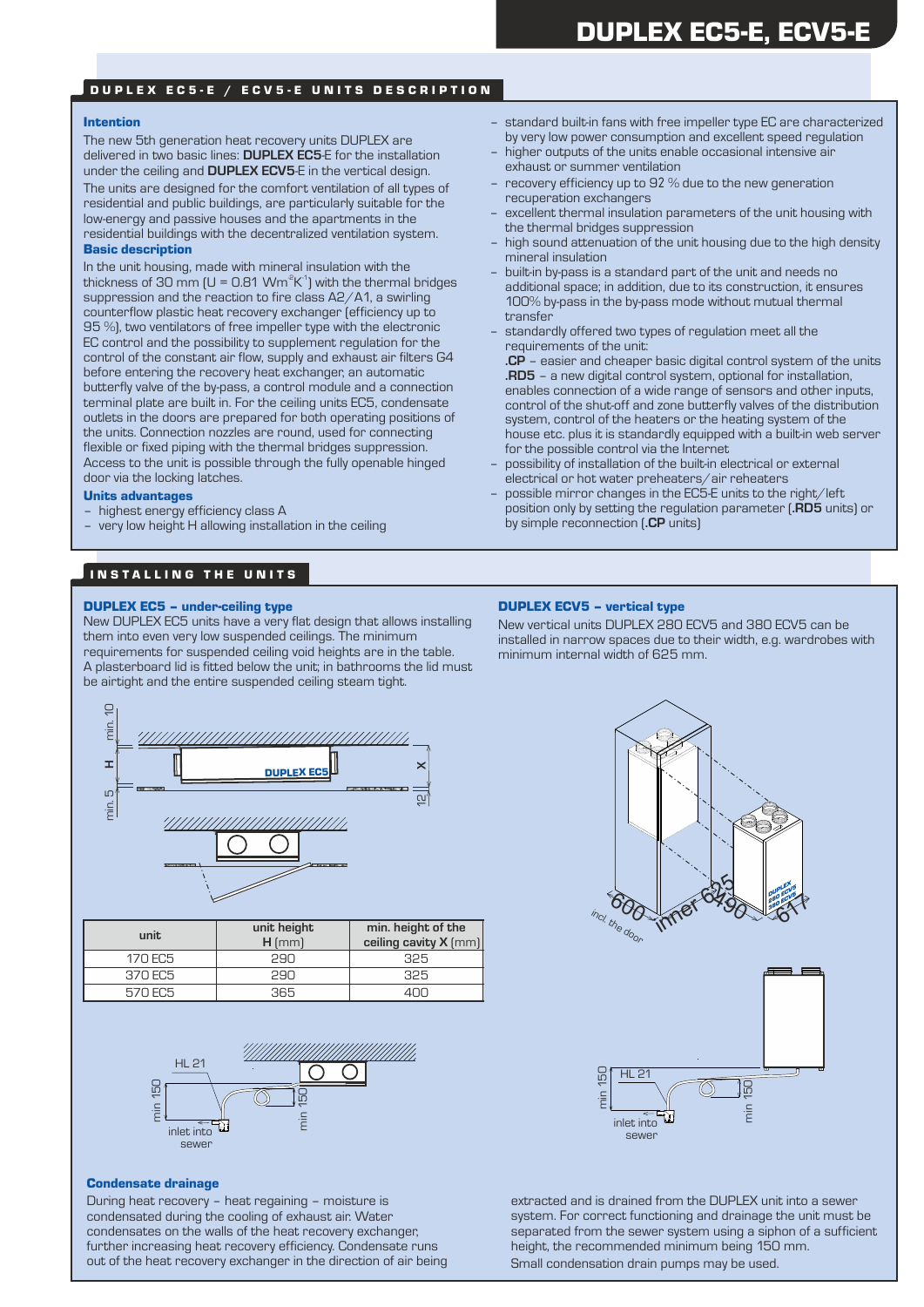# DUPLEX EC5-E, ECV5-E

## DUPLEX EC5-E / ECV5-E UNITS DESCRIPTION

### Intention

The new 5th generation heat recovery units DUPLEX are delivered in two basic lines: **DUPLEX EC5**-E for the installation under the ceiling and **DUPLEX ECV5**-E in the vertical design. The units are designed for the comfort ventilation of all types of residential and public buildings, are particularly suitable for the low-energy and passive houses and the apartments in the residential buildings with the decentralized ventilation system.

### Basic description

In the unit housing, made with mineral insulation with the thickness of 30 mm (U = 0.81 $Wm^{-2}K^{-1}$) with the thermal bridges suppression and the reaction to fire class A2/A1, a swirling counterflow plastic heat recovery exchanger (efficiency up to 95 %), two ventilators of free impeller type with the electronic EC control and the possibility to supplement regulation for the control of the constant air flow, supply and exhaust air filters G4 before entering the recovery heat exchanger, an automatic butterfly valve of the by-pass, a control module and a connection terminal plate are built in. For the ceiling units EC5, condensate outlets in the doors are prepared for both operating positions of the units. Connection nozzles are round, used for connecting flexible or fixed piping with the thermal bridges suppression. Access to the unit is possible through the fully openable hinged door via the locking latches.

### Units advantages

- highest energy efficiency class A
- very low height H allowing installation in the ceiling
- standard built-in fans with free impeller type EC are characterized by very low power consumption and excellent speed regulation
- higher outputs of the units enable occasional intensive air exhaust or summer ventilation
- recovery efficiency up to 92 % due to the new generation recuperation exchangers
- excellent thermal insulation parameters of the unit housing with the thermal bridges suppression
- high sound attenuation of the unit housing due to the high density mineral insulation
- built-in by-pass is a standard part of the unit and needs no additional space; in addition, due to its construction, it ensures 100% by-pass in the by-pass mode without mutual thermal transfer
- standardly offered two types of regulation meet all the requirements of the unit:
  **.CP** – easier and cheaper basic digital control system of the units
  **.RD5** – a new digital control system, optional for installation, enables connection of a wide range of sensors and other inputs, control of the shut-off and zone butterfly valves of the distribution system, control of the heaters or the heating system of the house etc. plus it is standardly equipped with a built-in web server for the possible control via the Internet
- possibility of installation of the built-in electrical or external electrical or hot water preheaters/air reheaters
- possible mirror changes in the EC5-E units to the right/left position only by setting the regulation parameter (**.RD5** units) or by simple reconnection (**.CP** units)

## INSTALLING THE UNITS

### DUPLEX EC5 – under-ceiling type

New DUPLEX EC5 units have a very flat design that allows installing them into even very low suspended ceilings. The minimum requirements for suspended ceiling void heights are in the table. A plasterboard lid is fitted below the unit; in bathrooms the lid must be airtight and the entire suspended ceiling steam tight.

| unit | unit height H (mm) | min. height of the ceiling cavity X (mm) |
|---|---|---|
| 170 EC5 | 290 | 325 |
| 370 EC5 | 290 | 325 |
| 570 EC5 | 365 | 400 |

### DUPLEX ECV5 – vertical type

New vertical units DUPLEX 280 ECV5 and 380 ECV5 can be installed in narrow spaces due to their width, e.g. wardrobes with minimum internal width of 625 mm.

### Condensate drainage

During heat recovery – heat regaining – moisture is condensated during the cooling of exhaust air. Water condensates on the walls of the heat recovery exchanger, further increasing heat recovery efficiency. Condensate runs out of the heat recovery exchanger in the direction of air being extracted and is drained from the DUPLEX unit into a sewer system. For correct functioning and drainage the unit must be separated from the sewer system using a siphon of a sufficient height, the recommended minimum being 150 mm. Small condensation drain pumps may be used.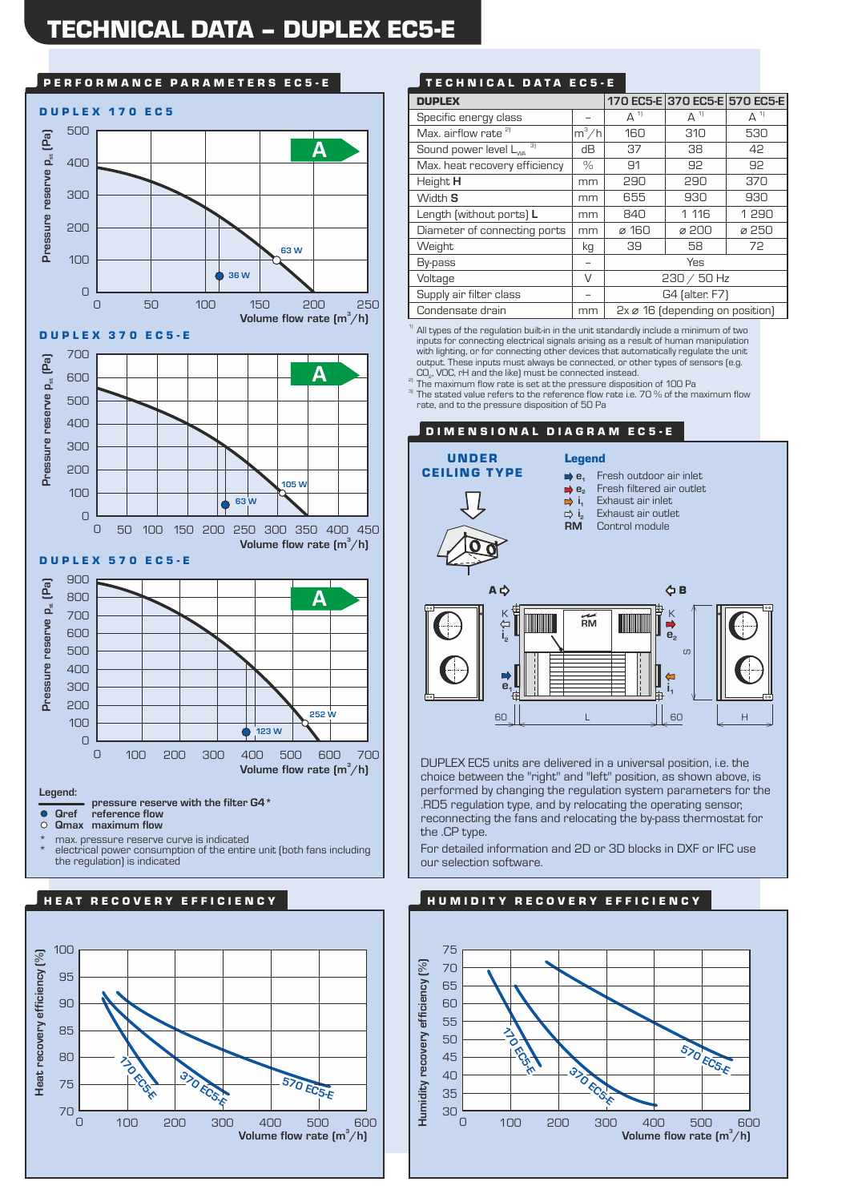# TECHNICAL DATA – DUPLEX EC5-E

## PERFORMANCE PARAMETERS EC5-E

### DUPLEX 170 EC5

Pressure reserve $p_{st}$ [Pa] / Volume flow rate ($m^3/h$)

A

63 W

36 W

### DUPLEX 370 EC5-E

A

105 W

63 W

### DUPLEX 570 EC5-E

A

252 W

123 W

**Legend:**

- pressure reserve with the filter G4 *
- ● Qref reference flow
- ○ Qmax maximum flow

\* max. pressure reserve curve is indicated

\* electrical power consumption of the entire unit (both fans including the regulation) is indicated

## TECHNICAL DATA EC5-E

| DUPLEX | | 170 EC5-E | 370 EC5-E | 570 EC5-E |
|---|---|---|---|---|
| Specific energy class | – | A [1] | A [1] | A [1] |
| Max. airflow rate [2] | $m^3/h$ | 160 | 310 | 530 |
| Sound power level $L_{WA}$ [3] | dB | 37 | 38 | 42 |
| Max. heat recovery efficiency | % | 91 | 92 | 92 |
| Height **H** | mm | 290 | 290 | 370 |
| Width **S** | mm | 655 | 930 | 930 |
| Length (without ports) **L** | mm | 840 | 1 116 | 1 290 |
| Diameter of connecting ports | mm | ⌀ 160 | ⌀ 200 | ⌀ 250 |
| Weight | kg | 39 | 58 | 72 |
| By-pass | – | Yes | | |
| Voltage | V | 230 / 50 Hz | | |
| Supply air filter class | – | G4 (alter. F7) | | |
| Condensate drain | mm | 2x ⌀ 16 (depending on position) | | |

[1] All types of the regulation built-in in the unit standardly include a minimum of two inputs for connecting electrical signals arising as a result of human manipulation with lighting, or for connecting other devices that automatically regulate the unit output. These inputs must always be connected, or other types of sensors (e.g. $CO_2$, VOC, rH and the like) must be connected instead.

[2] The maximum flow rate is set at the pressure disposition of 100 Pa

[3] The stated value refers to the reference flow rate i.e. 70 % of the maximum flow rate, and to the pressure disposition of 50 Pa

## DIMENSIONAL DIAGRAM EC5-E

**UNDER CEILING TYPE**

**Legend**

- $e_1$ Fresh outdoor air inlet
- $e_2$ Fresh filtered air outlet
- $i_1$ Exhaust air inlet
- $i_2$ Exhaust air outlet
- **RM** Control module

DUPLEX EC5 units are delivered in a universal position, i.e. the choice between the "right" and "left" position, as shown above, is performed by changing the regulation system parameters for the .RD5 regulation type, and by relocating the operating sensor, reconnecting the fans and relocating the by-pass thermostat for the .CP type.

For detailed information and 2D or 3D blocks in DXF or IFC use our selection software.

## HEAT RECOVERY EFFICIENCY

Heat recovery efficiency [%] / Volume flow rate ($m^3/h$) — curves: 170 EC5-E, 370 EC5-E, 570 EC5-E

## HUMIDITY RECOVERY EFFICIENCY

Humidity recovery efficiency [%] / Volume flow rate ($m^3/h$) — curves: 170 EC5-E, 370 EC5-E, 570 EC5-E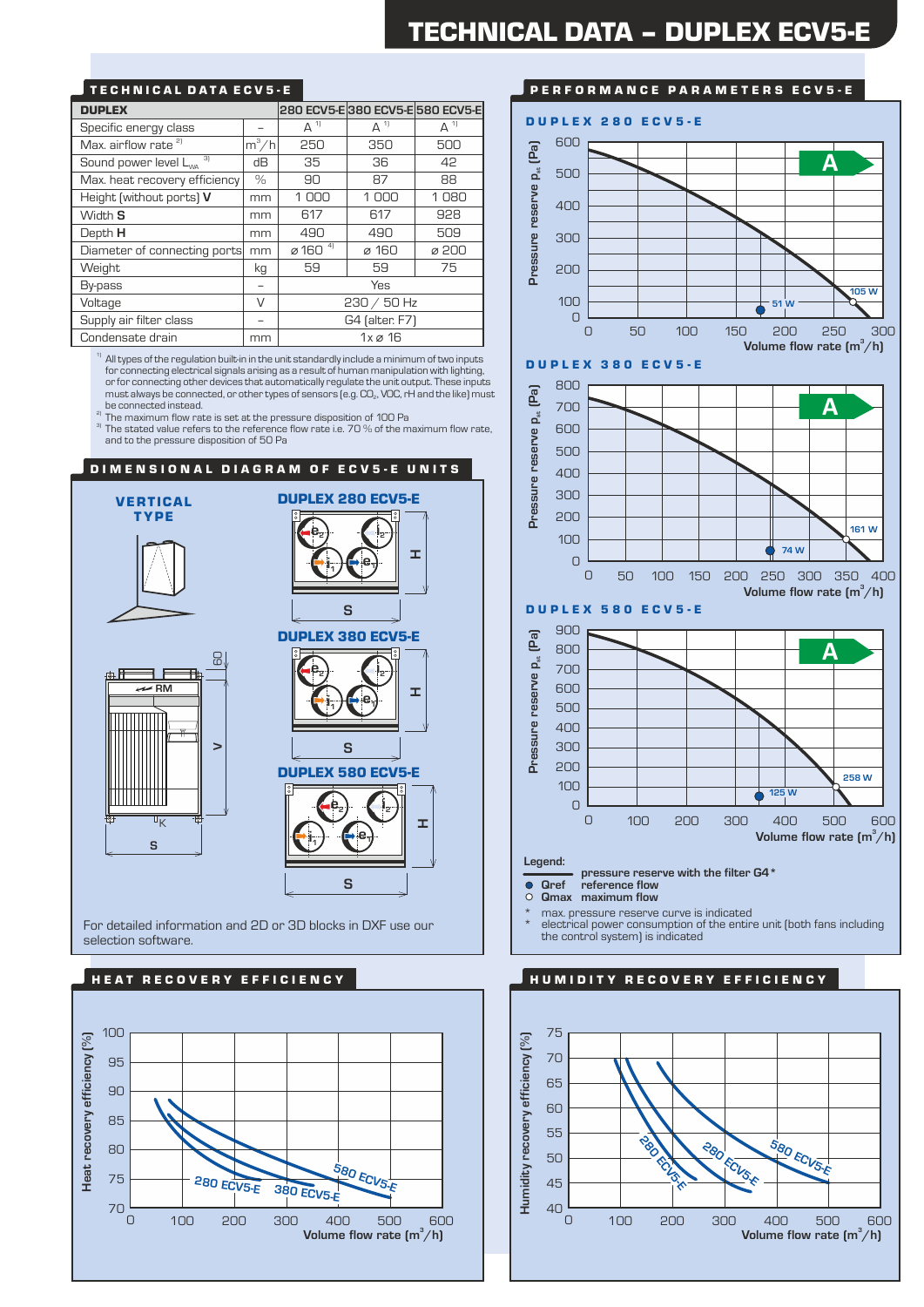# TECHNICAL DATA – DUPLEX ECV5-E

## TECHNICAL DATA ECV5-E

| DUPLEX | | 280 ECV5-E | 380 ECV5-E | 580 ECV5-E |
|---|---|---|---|---|
| Specific energy class | – | A [1] | A [1] | A [1] |
| Max. airflow rate [2] | $m^3/h$ | 250 | 350 | 500 |
| Sound power level $L_{WA}$ [3] | dB | 35 | 36 | 42 |
| Max. heat recovery efficiency | % | 90 | 87 | 88 |
| Height (without ports) **V** | mm | 1 000 | 1 000 | 1 080 |
| Width **S** | mm | 617 | 617 | 928 |
| Depth **H** | mm | 490 | 490 | 509 |
| Diameter of connecting ports | mm | ⌀ 160 [4] | ⌀ 160 | ⌀ 200 |
| Weight | kg | 59 | 59 | 75 |
| By-pass | – | Yes | | |
| Voltage | V | 230 / 50 Hz | | |
| Supply air filter class | – | G4 (alter. F7) | | |
| Condensate drain | mm | 1x ⌀ 16 | | |

[1] All types of the regulation built-in in the unit standardly include a minimum of two inputs for connecting electrical signals arising as a result of human manipulation with lighting, or for connecting other devices that automatically regulate the unit output. These inputs must always be connected, or other types of sensors (e.g. $CO_2$, VOC, rH and the like) must be connected instead.

[2] The maximum flow rate is set at the pressure disposition of 100 Pa

[3] The stated value refers to the reference flow rate i.e. 70 % of the maximum flow rate, and to the pressure disposition of 50 Pa

## DIMENSIONAL DIAGRAM OF ECV5-E UNITS

VERTICAL TYPE

DUPLEX 280 ECV5-E

DUPLEX 380 ECV5-E

DUPLEX 580 ECV5-E

For detailed information and 2D or 3D blocks in DXF use our selection software.

## PERFORMANCE PARAMETERS ECV5-E

### DUPLEX 280 ECV5-E

Pressure reserve $p_{ex}$ [Pa] vs. Volume flow rate [$m^3/h$]; Qref: 51 W; Qmax: 105 W

### DUPLEX 380 ECV5-E

Pressure reserve $p_{ex}$ [Pa] vs. Volume flow rate [$m^3/h$]; Qref: 74 W; Qmax: 161 W

### DUPLEX 580 ECV5-E

Pressure reserve $p_{ex}$ [Pa] vs. Volume flow rate [$m^3/h$]; Qref: 125 W; Qmax: 258 W

Legend:
- pressure reserve with the filter G4*
- Qref – reference flow
- Qmax – maximum flow

\* max. pressure reserve curve is indicated
\* electrical power consumption of the entire unit (both fans including the control system) is indicated

## HEAT RECOVERY EFFICIENCY

Heat recovery efficiency [%] vs. Volume flow rate [$m^3/h$] – 280 ECV5-E, 380 ECV5-E, 580 ECV5-E

## HUMIDITY RECOVERY EFFICIENCY

Humidity recovery efficiency [%] vs. Volume flow rate [$m^3/h$] – 280 ECV5-E, 380 ECV5-E, 580 ECV5-E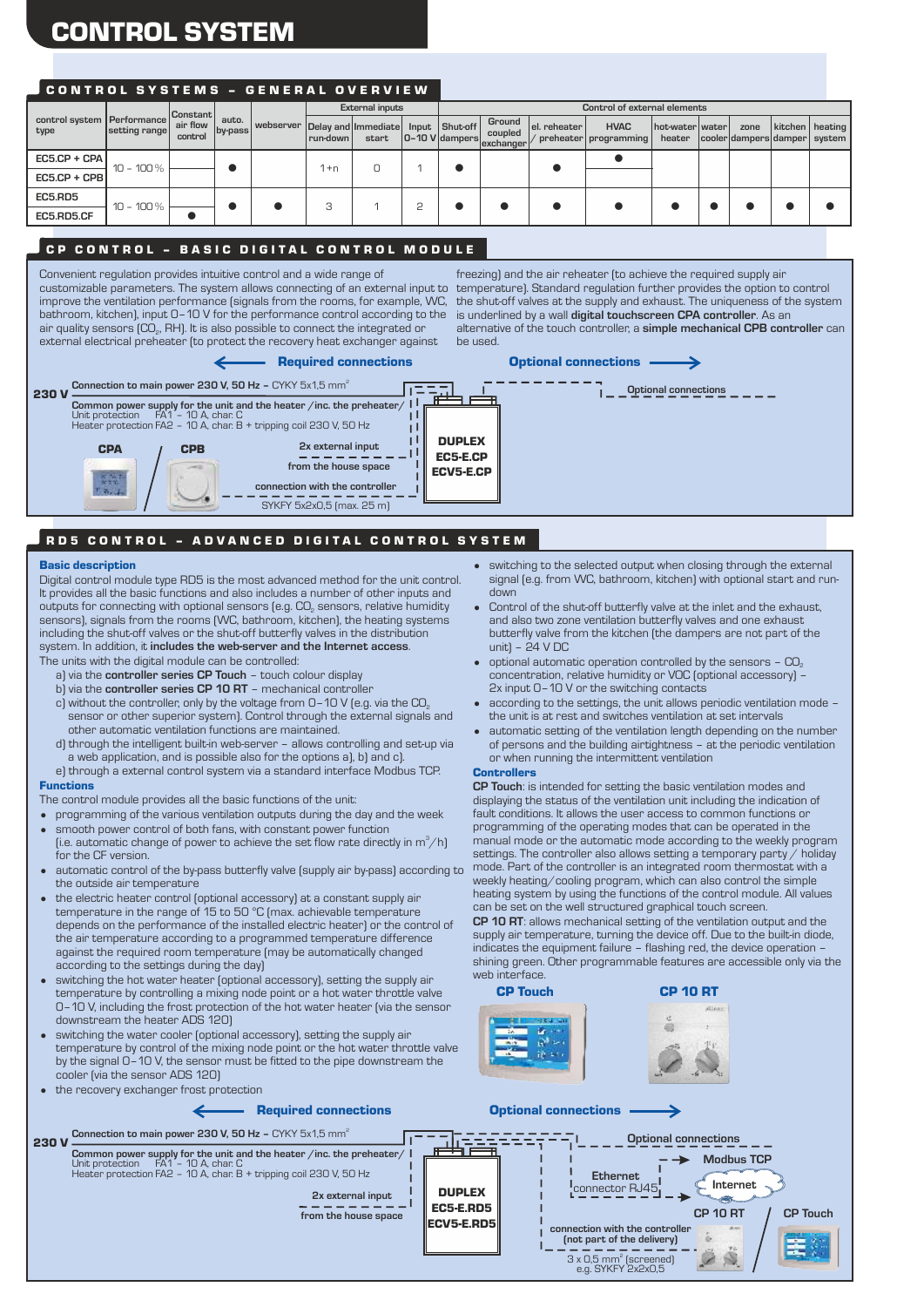# CONTROL SYSTEM

## CONTROL SYSTEMS – GENERAL OVERVIEW

| control system type | Performance setting range | Constant air flow control | auto. by-pass | webserver | External inputs | | | | Control of external elements | | | | | | | | |
|---|---|---|---|---|---|---|---|---|---|---|---|---|---|---|---|---|---|
| | | | | | Delay and run-down | Immediate start | Input 0–10 V | Shut-off dampers | Ground coupled exchanger | el. reheater / preheater | HVAC programming | hot-water heater | water cooler | zone dampers | kitchen damper | heating system |
| EC5.CP + CPA | 10 – 100 % | | ● | | 1+n | 0 | 1 | ● | | ● | ● | | | | | |
| EC5.CP + CPB | | | | | | | | | | | | | | | | |
| EC5.RD5 | 10 – 100 % | | ● | ● | 3 | 1 | 2 | ● | ● | ● | ● | ● | ● | ● | ● | ● |
| EC5.RD5.CF | | ● | | | | | | | | | | | | | | |

## CP CONTROL – BASIC DIGITAL CONTROL MODULE

Convenient regulation provides intuitive control and a wide range of customizable parameters. The system allows connecting of an external input to improve the ventilation performance (signals from the rooms, for example, WC, bathroom, kitchen), input 0–10 V for the performance control according to the air quality sensors ($CO_2$, RH). It is also possible to connect the integrated or external electrical preheater (to protect the recovery heat exchanger against freezing) and the air reheater (to achieve the required supply air temperature). Standard regulation further provides the option to control the shut-off valves at the supply and exhaust. The uniqueness of the system is underlined by a wall **digital touchscreen CPA controller**. As an alternative of the touch controller, a **simple mechanical CPB controller** can be used.

**Required connections** / **Optional connections**

230 V — Connection to main power 230 V, 50 Hz – CYKY 5x1,5 mm²

Common power supply for the unit and the heater /inc. the preheater/
Unit protection FA1 – 10 A, char. C
Heater protection FA2 – 10 A, char. B + tripping coil 230 V, 50 Hz

CPA / CPB

2x external input from the house space

connection with the controller
SYKFY 5x2x0,5 (max. 25 m)

**DUPLEX EC5-E.CP ECV5-E.CP**

Optional connections

## RD5 CONTROL – ADVANCED DIGITAL CONTROL SYSTEM

### Basic description

Digital control module type RD5 is the most advanced method for the unit control. It provides all the basic functions and also includes a number of other inputs and outputs for connecting with optional sensors (e.g. $CO_2$ sensors, relative humidity sensors), signals from the rooms (WC, bathroom, kitchen), the heating systems including the shut-off valves or the shut-off butterfly valves in the distribution system. In addition, it **includes the web-server and the Internet access**.

The units with the digital module can be controlled:

a) via the **controller series CP Touch** – touch colour display
b) via the **controller series CP 10 RT** – mechanical controller
c) without the controller, only by the voltage from 0–10 V (e.g. via the $CO_2$ sensor or other superior system). Control through the external signals and other automatic ventilation functions are maintained.
d) through the intelligent built-in web-server – allows controlling and set-up via a web application, and is possible also for the options a), b) and c).
e) through a external control system via a standard interface Modbus TCP.

### Functions

The control module provides all the basic functions of the unit:

- programming of the various ventilation outputs during the day and the week
- smooth power control of both fans, with constant power function (i.e. automatic change of power to achieve the set flow rate directly in m³/h) for the CF version.
- automatic control of the by-pass butterfly valve (supply air by-pass) according to the outside air temperature
- the electric heater control (optional accessory) at a constant supply air temperature in the range of 15 to 50 °C (max. achievable temperature depends on the performance of the installed electric heater) or the control of the air temperature according to a programmed temperature difference against the required room temperature (may be automatically changed according to the settings during the day)
- switching the hot water heater (optional accessory), setting the supply air temperature by controlling a mixing node point or a hot water throttle valve 0–10 V, including the frost protection of the hot water heater (via the sensor downstream the heater ADS 120)
- switching the water cooler (optional accessory), setting the supply air temperature by control of the mixing node point or the hot water throttle valve by the signal 0–10 V, the sensor must be fitted to the pipe downstream the cooler (via the sensor ADS 120)
- the recovery exchanger frost protection
- switching to the selected output when closing through the external signal (e.g. from WC, bathroom, kitchen) with optional start and run-down
- Control of the shut-off butterfly valve at the inlet and the exhaust, and also two zone ventilation butterfly valves and one exhaust butterfly valve from the kitchen (the dampers are not part of the unit) – 24 V DC
- optional automatic operation controlled by the sensors – $CO_2$ concentration, relative humidity or VOC (optional accessory) – 2x input 0–10 V or the switching contacts
- according to the settings, the unit allows periodic ventilation mode – the unit is at rest and switches ventilation at set intervals
- automatic setting of the ventilation length depending on the number of persons and the building airtightness – at the periodic ventilation or when running the intermittent ventilation

### Controllers

**CP Touch**: is intended for setting the basic ventilation modes and displaying the status of the ventilation unit including the indication of fault conditions. It allows the user access to common functions or programming of the operating modes that can be operated in the manual mode or the automatic mode according to the weekly program settings. The controller also allows setting a temporary party / holiday mode. Part of the controller is an integrated room thermostat with a weekly heating/cooling program, which can also control the simple heating system by using the functions of the control module. All values can be set on the well structured graphical touch screen.

**CP 10 RT**: allows mechanical setting of the ventilation output and the supply air temperature, turning the device off. Due to the built-in diode, indicates the equipment failure – flashing red, the device operation – shining green. Other programmable features are accessible only via the web interface.

CP Touch / CP 10 RT

**Required connections** / **Optional connections**

230 V — Connection to main power 230 V, 50 Hz – CYKY 5x1,5 mm²

Common power supply for the unit and the heater /inc. the preheater/
Unit protection FA1 – 10 A, char. C
Heater protection FA2 – 10 A, char. B + tripping coil 230 V, 50 Hz

2x external input from the house space

**DUPLEX EC5-E.RD5 ECV5-E.RD5**

Optional connections
Modbus TCP
Ethernet connector RJ45
Internet
CP 10 RT / CP Touch

connection with the controller (not part of the delivery)
3 x 0,5 mm² (screened) e.g. SYKFY 2x2x0,5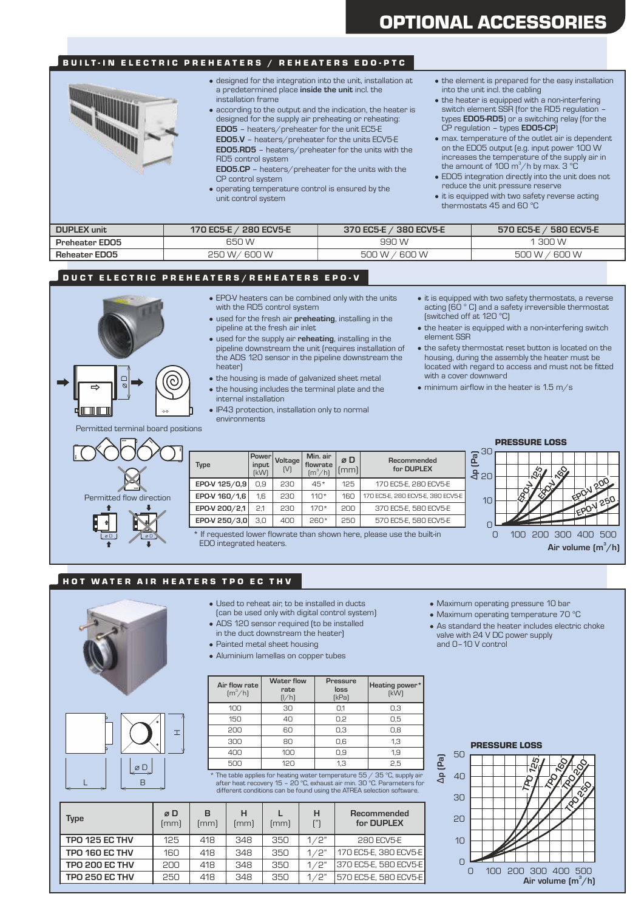# OPTIONAL ACCESSORIES

## BUILT-IN ELECTRIC PREHEATERS / REHEATERS EDO-PTC

- designed for the integration into the unit, installation at a predetermined place **inside the unit** incl. the installation frame
- according to the output and the indication, the heater is designed for the supply air preheating or reheating:
  **EDO5** – heaters/preheater for the unit EC5-E
  **EDO5.V** – heaters/preheater for the units ECV5-E
  **EDO5.RD5** – heaters/preheater for the units with the RD5 control system
  **EDO5.CP** – heaters/preheater for the units with the CP control system
- operating temperature control is ensured by the unit control system
- the element is prepared for the easy installation into the unit incl. the cabling
- the heater is equipped with a non-interfering switch element SSR (for the RD5 regulation – types **EDO5-RD5**) or a switching relay (for the CP regulation – types **EDO5-CP**)
- max. temperature of the outlet air is dependent on the EDO5 output (e.g. input power 100 W increases the temperature of the supply air in the amount of 100 m³/h by max. 3 °C
- EDO5 integration directly into the unit does not reduce the unit pressure reserve
- it is equipped with two safety reverse acting thermostats 45 and 60 °C

| DUPLEX unit | 170 EC5-E / 280 ECV5-E | 370 EC5-E / 380 ECV5-E | 570 EC5-E / 580 ECV5-E |
|---|---|---|---|
| Preheater EDO5 | 650 W | 990 W | 1 300 W |
| Reheater EDO5 | 250 W/ 600 W | 500 W / 600 W | 500 W / 600 W |

## DUCT ELECTRIC PREHEATERS/REHEATERS EPO-V

- EPO-V heaters can be combined only with the units with the RD5 control system
- used for the fresh air **preheating**, installing in the pipeline at the fresh air inlet
- used for the supply air **reheating**, installing in the pipeline downstream the unit (requires installation of the ADS 120 sensor in the pipeline downstream the heater)
- the housing is made of galvanized sheet metal
- the housing includes the terminal plate and the internal installation
- IP43 protection, installation only to normal environments
- it is equipped with two safety thermostats, a reverse acting (60 ° C) and a safety irreversible thermostat (switched off at 120 °C)
- the heater is equipped with a non-interfering switch element SSR
- the safety thermostat reset button is located on the housing, during the assembly the heater must be located with regard to access and must not be fitted with a cover downward
- minimum airflow in the heater is 1.5 m/s

Permitted terminal board positions

Permitted flow direction

| Type | Power input [kW] | Voltage [V] | Min. air flowrate [m³/h] | ø D [mm] | Recommended for DUPLEX |
|---|---|---|---|---|---|
| EPO-V 125/0,9 | 0,9 | 230 | 45* | 125 | 170 EC5-E, 280 ECV5-E |
| EPO-V 160/1,6 | 1,6 | 230 | 110* | 160 | 170 EC5-E, 280 ECV5-E, 380 ECV5-E |
| EPO-V 200/2,1 | 2,1 | 230 | 170* | 200 | 370 EC5-E, 580 ECV5-E |
| EPO-V 250/3,0 | 3,0 | 400 | 260* | 250 | 570 EC5-E, 580 ECV5-E |

\* If requested lower flowrate than shown here, please use the built-in EDO integrated heaters.

**PRESSURE LOSS**

Δp (Pa): 0, 10, 20, 30 — Air volume (m³/h): 0, 100, 200, 300, 400, 500 — Curves: EPO-V 125, EPO-V 160, EPO-V 200, EPO-V 250

## HOT WATER AIR HEATERS TPO EC THV

- Used to reheat air, to be installed in ducts (can be used only with digital control system)
- ADS 120 sensor required (to be installed in the duct downstream the heater)
- Painted metal sheet housing
- Aluminium lamellas on copper tubes
- Maximum operating pressure 10 bar
- Maximum operating temperature 70 °C
- As standard the heater includes electric choke valve with 24 V DC power supply and 0–10 V control

| Air flow rate [m³/h] | Water flow rate [l/h] | Pressure loss [kPa] | Heating power* [kW] |
|---|---|---|---|
| 100 | 30 | 0,1 | 0,3 |
| 150 | 40 | 0,2 | 0,5 |
| 200 | 60 | 0,3 | 0,8 |
| 300 | 80 | 0,6 | 1,3 |
| 400 | 100 | 0,9 | 1,9 |
| 500 | 120 | 1,3 | 2,5 |

\* The table applies for heating water temperature 55 / 35 °C, supply air after heat recovery 15 – 20 °C, exhaust air min. 30 °C. Parameters for different conditions can be found using the ATREA selection software.

| Type | ø D [mm] | B [mm] | H [mm] | L [mm] | H ["] | Recommended for DUPLEX |
|---|---|---|---|---|---|---|
| TPO 125 EC THV | 125 | 418 | 348 | 350 | 1/2" | 280 ECV5-E |
| TPO 160 EC THV | 160 | 418 | 348 | 350 | 1/2" | 170 EC5-E, 380 ECV5-E |
| TPO 200 EC THV | 200 | 418 | 348 | 350 | 1/2" | 370 EC5-E, 580 ECV5-E |
| TPO 250 EC THV | 250 | 418 | 348 | 350 | 1/2" | 570 EC5-E, 580 ECV5-E |

**PRESSURE LOSS**

Δp (Pa): 0, 10, 20, 30, 40, 50 — Air volume (m³/h): 0, 100, 200, 300, 400, 500 — Curves: TPO 125, TPO 160, TPO 200, TPO 250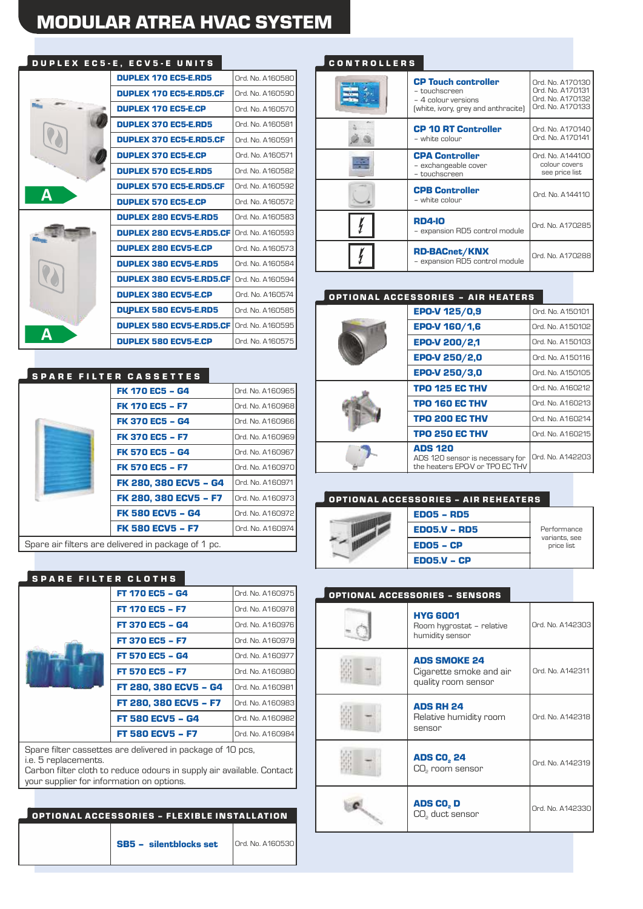# MODULAR ATREA HVAC SYSTEM

## DUPLEX EC5-E, ECV5-E UNITS

| | |
|---|---|
| DUPLEX 170 EC5-E.RD5 | Ord. No. A160580 |
| DUPLEX 170 EC5-E.RD5.CF | Ord. No. A160590 |
| DUPLEX 170 EC5-E.CP | Ord. No. A160570 |
| DUPLEX 370 EC5-E.RD5 | Ord. No. A160581 |
| DUPLEX 370 EC5-E.RD5.CF | Ord. No. A160591 |
| DUPLEX 370 EC5-E.CP | Ord. No. A160571 |
| DUPLEX 570 EC5-E.RD5 | Ord. No. A160582 |
| DUPLEX 570 EC5-E.RD5.CF | Ord. No. A160592 |
| DUPLEX 570 EC5-E.CP | Ord. No. A160572 |
| DUPLEX 280 ECV5-E.RD5 | Ord. No. A160583 |
| DUPLEX 280 ECV5-E.RD5.CF | Ord. No. A160593 |
| DUPLEX 280 ECV5-E.CP | Ord. No. A160573 |
| DUPLEX 380 ECV5-E.RD5 | Ord. No. A160584 |
| DUPLEX 380 ECV5-E.RD5.CF | Ord. No. A160594 |
| DUPLEX 380 ECV5-E.CP | Ord. No. A160574 |
| DUPLEX 580 ECV5-E.RD5 | Ord. No. A160585 |
| DUPLEX 580 ECV5-E.RD5.CF | Ord. No. A160595 |
| DUPLEX 580 ECV5-E.CP | Ord. No. A160575 |

A

A

## SPARE FILTER CASSETTES

| | |
|---|---|
| FK 170 EC5 – G4 | Ord. No. A160965 |
| FK 170 EC5 – F7 | Ord. No. A160968 |
| FK 370 EC5 – G4 | Ord. No. A160966 |
| FK 370 EC5 – F7 | Ord. No. A160969 |
| FK 570 EC5 – G4 | Ord. No. A160967 |
| FK 570 EC5 – F7 | Ord. No. A160970 |
| FK 280, 380 ECV5 – G4 | Ord. No. A160971 |
| FK 280, 380 ECV5 – F7 | Ord. No. A160973 |
| FK 580 ECV5 – G4 | Ord. No. A160972 |
| FK 580 ECV5 – F7 | Ord. No. A160974 |

Spare air filters are delivered in package of 1 pc.

## SPARE FILTER CLOTHS

| | |
|---|---|
| FT 170 EC5 – G4 | Ord. No. A160975 |
| FT 170 EC5 – F7 | Ord. No. A160978 |
| FT 370 EC5 – G4 | Ord. No. A160976 |
| FT 370 EC5 – F7 | Ord. No. A160979 |
| FT 570 EC5 – G4 | Ord. No. A160977 |
| FT 570 EC5 – F7 | Ord. No. A160980 |
| FT 280, 380 ECV5 – G4 | Ord. No. A160981 |
| FT 280, 380 ECV5 – F7 | Ord. No. A160983 |
| FT 580 ECV5 – G4 | Ord. No. A160982 |
| FT 580 ECV5 – F7 | Ord. No. A160984 |

Spare filter cassettes are delivered in package of 10 pcs, i.e. 5 replacements.
Carbon filter cloth to reduce odours in supply air available. Contact your supplier for information on options.

## OPTIONAL ACCESSORIES – FLEXIBLE INSTALLATION

| | |
|---|---|
| SB5 – silentblocks set | Ord. No. A160530 |

## CONTROLLERS

| | |
|---|---|
| **CP Touch controller**<br>– touchscreen<br>– 4 colour versions (white, ivory, grey and anthracite) | Ord. No. A170130<br>Ord. No. A170131<br>Ord. No. A170132<br>Ord. No. A170133 |
| **CP 10 RT Controller**<br>– white colour | Ord. No. A170140<br>Ord. No. A170141 |
| **CPA Controller**<br>– exchangeable cover<br>– touchscreen | Ord. No. A144100<br>colour covers see price list |
| **CPB Controller**<br>– white colour | Ord. No. A144110 |
| **RD4-IO**<br>– expansion RD5 control module | Ord. No. A170285 |
| **RD-BACnet/KNX**<br>– expansion RD5 control module | Ord. No. A170288 |

## OPTIONAL ACCESSORIES – AIR HEATERS

| | |
|---|---|
| EPO-V 125/0,9 | Ord. No. A150101 |
| EPO-V 160/1,6 | Ord. No. A150102 |
| EPO-V 200/2,1 | Ord. No. A150103 |
| EPO-V 250/2,0 | Ord. No. A150116 |
| EPO-V 250/3,0 | Ord. No. A150105 |
| TPO 125 EC THV | Ord. No. A160212 |
| TPO 160 EC THV | Ord. No. A160213 |
| TPO 200 EC THV | Ord. No. A160214 |
| TPO 250 EC THV | Ord. No. A160215 |
| **ADS 120**<br>ADS 120 sensor is necessary for the heaters EPO-V or TPO EC THV | Ord. No. A142203 |

## OPTIONAL ACCESSORIES – AIR REHEATERS

| | |
|---|---|
| EDO5 – RD5 | Performance variants, see price list |
| EDO5.V – RD5 | |
| EDO5 – CP | |
| EDO5.V – CP | |

## OPTIONAL ACCESSORIES – SENSORS

| | |
|---|---|
| **HYG 6001**<br>Room hygrostat – relative humidity sensor | Ord. No. A142303 |
| **ADS SMOKE 24**<br>Cigarette smoke and air quality room sensor | Ord. No. A142311 |
| **ADS RH 24**<br>Relative humidity room sensor | Ord. No. A142318 |
| **ADS $CO_2$ 24**<br>$CO_2$ room sensor | Ord. No. A142319 |
| **ADS $CO_2$ D**<br>$CO_2$ duct sensor | Ord. No. A142330 |